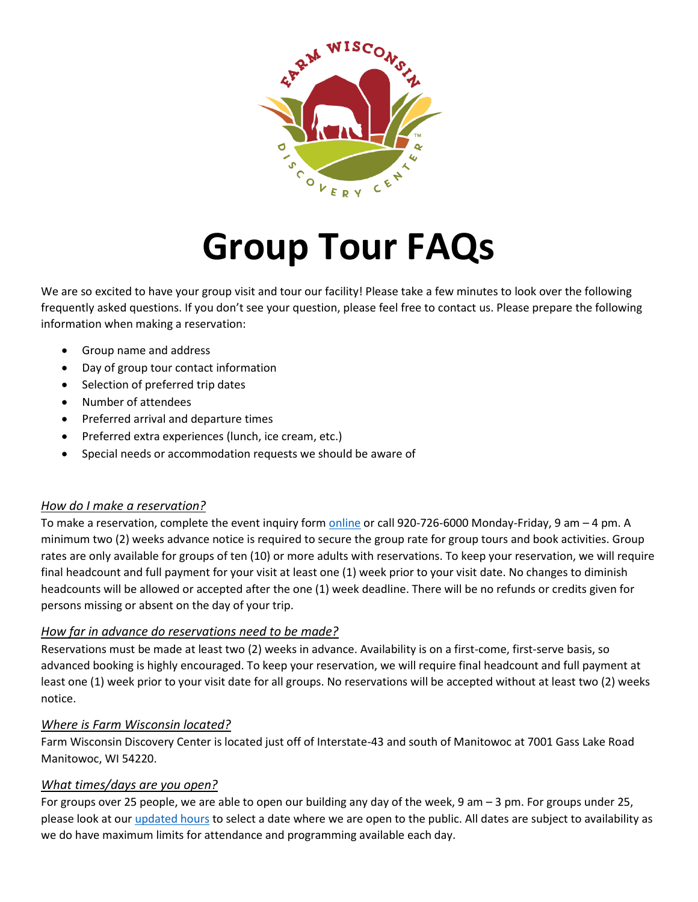# Group Tour FAQs

We are so excited to have your group visit and tour our facility! Please take a few minutes to look over the following frequently asked questions. If you don't see your question, please feel free to contact us. Please prepare the following information when making a reservation:

- Group name and address
- Day of group tour contact information
- Selection of preferred trip dates
- Number of attendees
- Preferred arrival and departure times
- Preferred extra experiences (lunch, ice cream, etc.)
- Special needs or accommodation requests we should be aware of

### *How do I make a reservation?*

To make a reservation, complete the event inquiry form online or call 920-726-6000 Monday-Friday, 9 am – 4 pm. A minimum two (2) weeks advance notice is required to secure the group rate for group tours and book activities. Group rates are only available for groups of ten (10) or more adults with reservations. To keep your reservation, we will require final headcount and full payment for your visit at least one (1) week prior to your visit date. No changes to diminish headcounts will be allowed or accepted after the one (1) week deadline. There will be no refunds or credits given for persons missing or absent on the day of your trip.

### *How far in advance do reservations need to be made?*

Reservations must be made at least two (2) weeks in advance. Availability is on a first-come, first-serve basis, so advanced booking is highly encouraged. To keep your reservation, we will require final headcount and full payment at least one (1) week prior to your visit date for all groups. No reservations will be accepted without at least two (2) weeks notice.

### *Where is Farm Wisconsin located?*

Farm Wisconsin Discovery Center is located just off of Interstate-43 and south of Manitowoc at 7001 Gass Lake Road Manitowoc, WI 54220.

### *What times/days are you open?*

For groups over 25 people, we are able to open our building any day of the week, 9 am – 3 pm. For groups under 25, please look at our updated hours to select a date where we are open to the public. All dates are subject to availability as we do have maximum limits for attendance and programming available each day.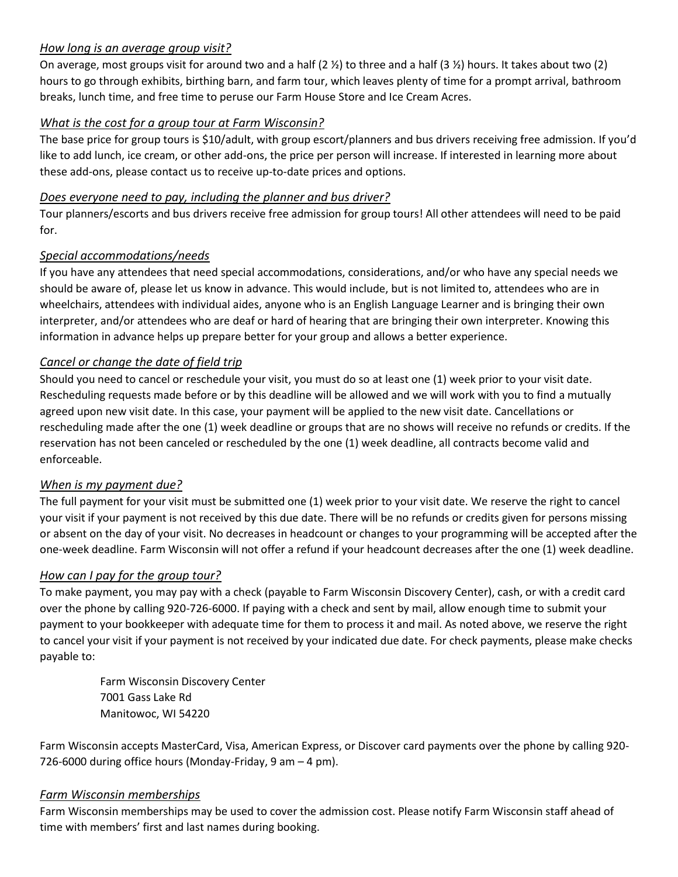### *How long is an average group visit?*

On average, most groups visit for around two and a half (2 ½) to three and a half (3 ½) hours. It takes about two (2) hours to go through exhibits, birthing barn, and farm tour, which leaves plenty of time for a prompt arrival, bathroom breaks, lunch time, and free time to peruse our Farm House Store and Ice Cream Acres.

### *What is the cost for a group tour at Farm Wisconsin?*

The base price for group tours is $10/adult, with group escort/planners and bus drivers receiving free admission. If you'd like to add lunch, ice cream, or other add-ons, the price per person will increase. If interested in learning more about these add-ons, please contact us to receive up-to-date prices and options.

### *Does everyone need to pay, including the planner and bus driver?*

Tour planners/escorts and bus drivers receive free admission for group tours! All other attendees will need to be paid for.

### *Special accommodations/needs*

If you have any attendees that need special accommodations, considerations, and/or who have any special needs we should be aware of, please let us know in advance. This would include, but is not limited to, attendees who are in wheelchairs, attendees with individual aides, anyone who is an English Language Learner and is bringing their own interpreter, and/or attendees who are deaf or hard of hearing that are bringing their own interpreter. Knowing this information in advance helps up prepare better for your group and allows a better experience.

### *Cancel or change the date of field trip*

Should you need to cancel or reschedule your visit, you must do so at least one (1) week prior to your visit date. Rescheduling requests made before or by this deadline will be allowed and we will work with you to find a mutually agreed upon new visit date. In this case, your payment will be applied to the new visit date. Cancellations or rescheduling made after the one (1) week deadline or groups that are no shows will receive no refunds or credits. If the reservation has not been canceled or rescheduled by the one (1) week deadline, all contracts become valid and enforceable.

### *When is my payment due?*

The full payment for your visit must be submitted one (1) week prior to your visit date. We reserve the right to cancel your visit if your payment is not received by this due date. There will be no refunds or credits given for persons missing or absent on the day of your visit. No decreases in headcount or changes to your programming will be accepted after the one-week deadline. Farm Wisconsin will not offer a refund if your headcount decreases after the one (1) week deadline.

### *How can I pay for the group tour?*

To make payment, you may pay with a check (payable to Farm Wisconsin Discovery Center), cash, or with a credit card over the phone by calling 920-726-6000. If paying with a check and sent by mail, allow enough time to submit your payment to your bookkeeper with adequate time for them to process it and mail. As noted above, we reserve the right to cancel your visit if your payment is not received by your indicated due date. For check payments, please make checks payable to:

Farm Wisconsin Discovery Center
7001 Gass Lake Rd
Manitowoc, WI 54220

Farm Wisconsin accepts MasterCard, Visa, American Express, or Discover card payments over the phone by calling 920-726-6000 during office hours (Monday-Friday, 9 am – 4 pm).

### *Farm Wisconsin memberships*

Farm Wisconsin memberships may be used to cover the admission cost. Please notify Farm Wisconsin staff ahead of time with members' first and last names during booking.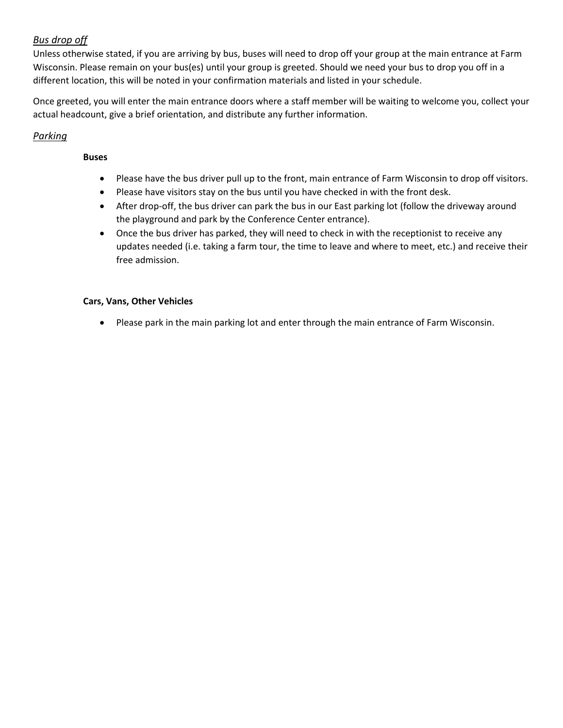## *Bus drop off*

Unless otherwise stated, if you are arriving by bus, buses will need to drop off your group at the main entrance at Farm Wisconsin. Please remain on your bus(es) until your group is greeted. Should we need your bus to drop you off in a different location, this will be noted in your confirmation materials and listed in your schedule.

Once greeted, you will enter the main entrance doors where a staff member will be waiting to welcome you, collect your actual headcount, give a brief orientation, and distribute any further information.

## *Parking*

### Buses

- Please have the bus driver pull up to the front, main entrance of Farm Wisconsin to drop off visitors.
- Please have visitors stay on the bus until you have checked in with the front desk.
- After drop-off, the bus driver can park the bus in our East parking lot (follow the driveway around the playground and park by the Conference Center entrance).
- Once the bus driver has parked, they will need to check in with the receptionist to receive any updates needed (i.e. taking a farm tour, the time to leave and where to meet, etc.) and receive their free admission.

### Cars, Vans, Other Vehicles

- Please park in the main parking lot and enter through the main entrance of Farm Wisconsin.